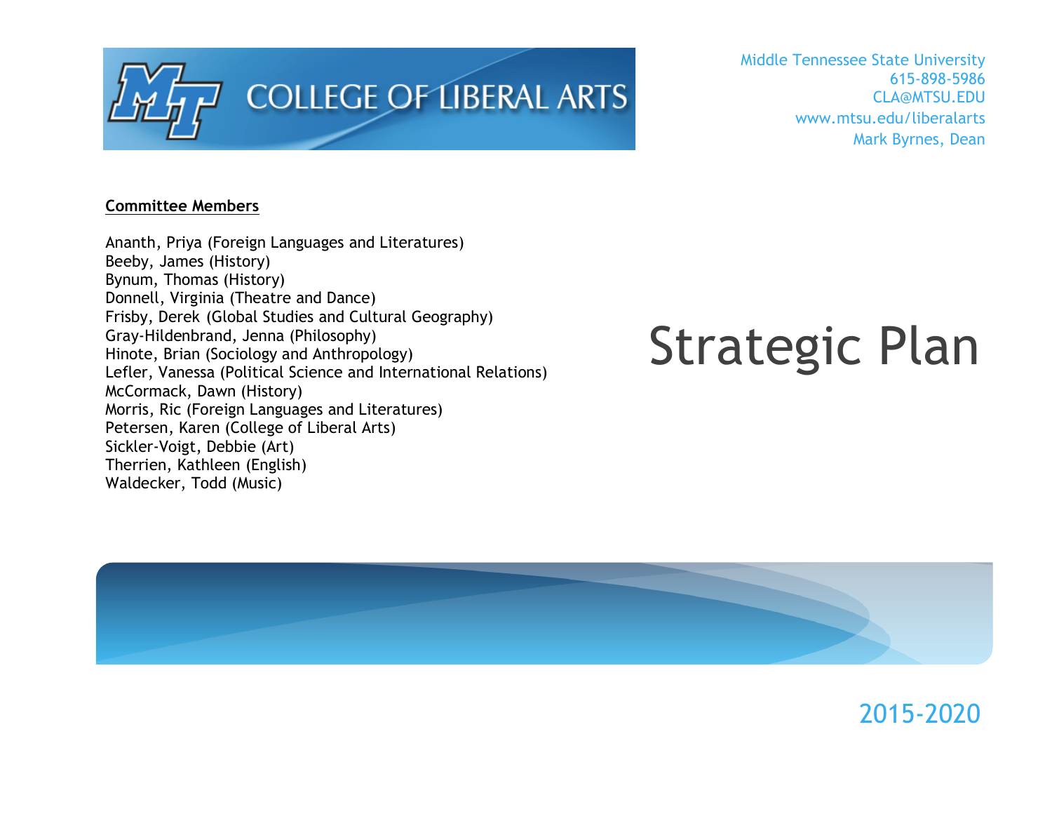# COLLEGE OF LIBERAL ARTS

Middle Tennessee State University
615-898-5986
CLA@MTSU.EDU
www.mtsu.edu/liberalarts
Mark Byrnes, Dean

# Strategic Plan

## 2015-2020

**Committee Members**

Ananth, Priya (Foreign Languages and Literatures)
Beeby, James (History)
Bynum, Thomas (History)
Donnell, Virginia (Theatre and Dance)
Frisby, Derek (Global Studies and Cultural Geography)
Gray-Hildenbrand, Jenna (Philosophy)
Hinote, Brian (Sociology and Anthropology)
Lefler, Vanessa (Political Science and International Relations)
McCormack, Dawn (History)
Morris, Ric (Foreign Languages and Literatures)
Petersen, Karen (College of Liberal Arts)
Sickler-Voigt, Debbie (Art)
Therrien, Kathleen (English)
Waldecker, Todd (Music)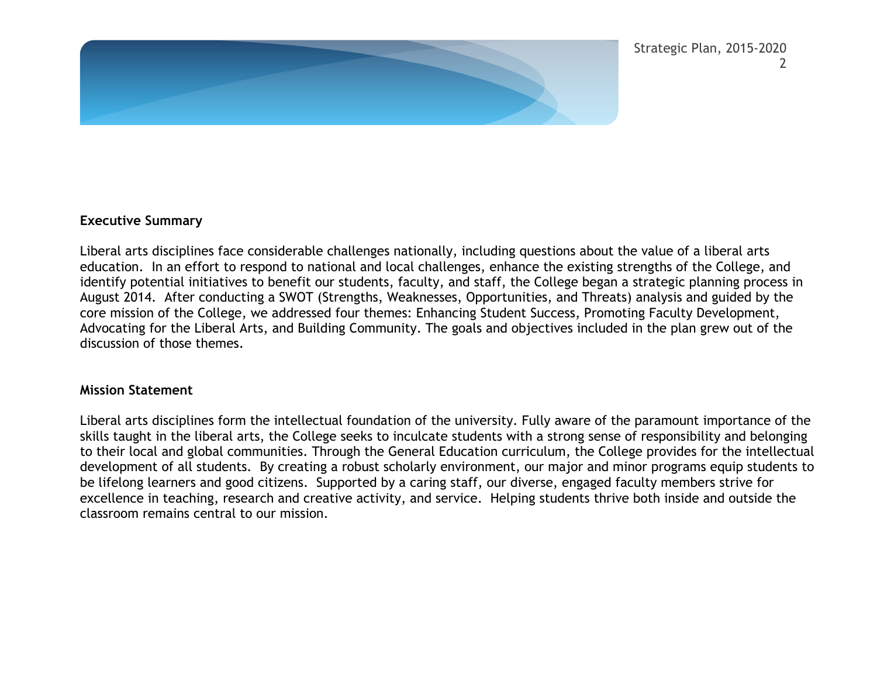**Executive Summary**

Liberal arts disciplines face considerable challenges nationally, including questions about the value of a liberal arts education. In an effort to respond to national and local challenges, enhance the existing strengths of the College, and identify potential initiatives to benefit our students, faculty, and staff, the College began a strategic planning process in August 2014. After conducting a SWOT (Strengths, Weaknesses, Opportunities, and Threats) analysis and guided by the core mission of the College, we addressed four themes: Enhancing Student Success, Promoting Faculty Development, Advocating for the Liberal Arts, and Building Community. The goals and objectives included in the plan grew out of the discussion of those themes.

**Mission Statement**

Liberal arts disciplines form the intellectual foundation of the university. Fully aware of the paramount importance of the skills taught in the liberal arts, the College seeks to inculcate students with a strong sense of responsibility and belonging to their local and global communities. Through the General Education curriculum, the College provides for the intellectual development of all students. By creating a robust scholarly environment, our major and minor programs equip students to be lifelong learners and good citizens. Supported by a caring staff, our diverse, engaged faculty members strive for excellence in teaching, research and creative activity, and service. Helping students thrive both inside and outside the classroom remains central to our mission.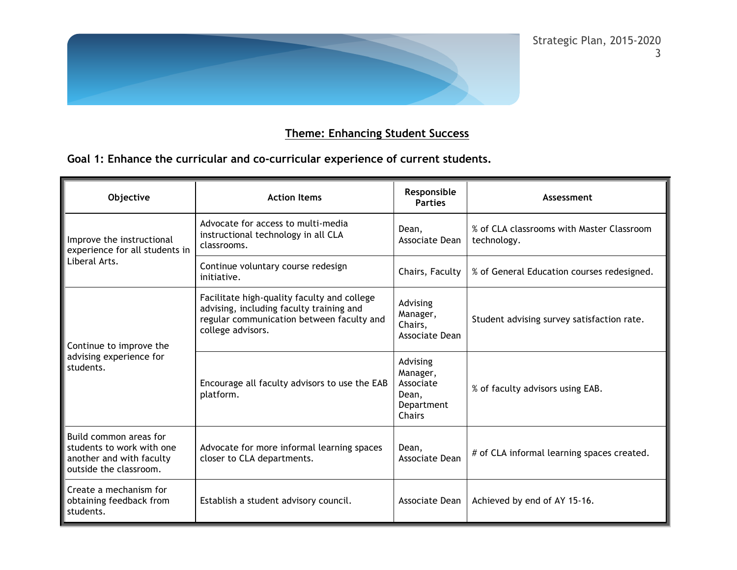## Theme: Enhancing Student Success

**Goal 1: Enhance the curricular and co-curricular experience of current students.**

| Objective | Action Items | Responsible Parties | Assessment |
|---|---|---|---|
| Improve the instructional experience for all students in Liberal Arts. | Advocate for access to multi-media instructional technology in all CLA classrooms. | Dean, Associate Dean | % of CLA classrooms with Master Classroom technology. |
| | Continue voluntary course redesign initiative. | Chairs, Faculty | % of General Education courses redesigned. |
| Continue to improve the advising experience for students. | Facilitate high-quality faculty and college advising, including faculty training and regular communication between faculty and college advisors. | Advising Manager, Chairs, Associate Dean | Student advising survey satisfaction rate. |
| | Encourage all faculty advisors to use the EAB platform. | Advising Manager, Associate Dean, Department Chairs | % of faculty advisors using EAB. |
| Build common areas for students to work with one another and with faculty outside the classroom. | Advocate for more informal learning spaces closer to CLA departments. | Dean, Associate Dean | # of CLA informal learning spaces created. |
| Create a mechanism for obtaining feedback from students. | Establish a student advisory council. | Associate Dean | Achieved by end of AY 15-16. |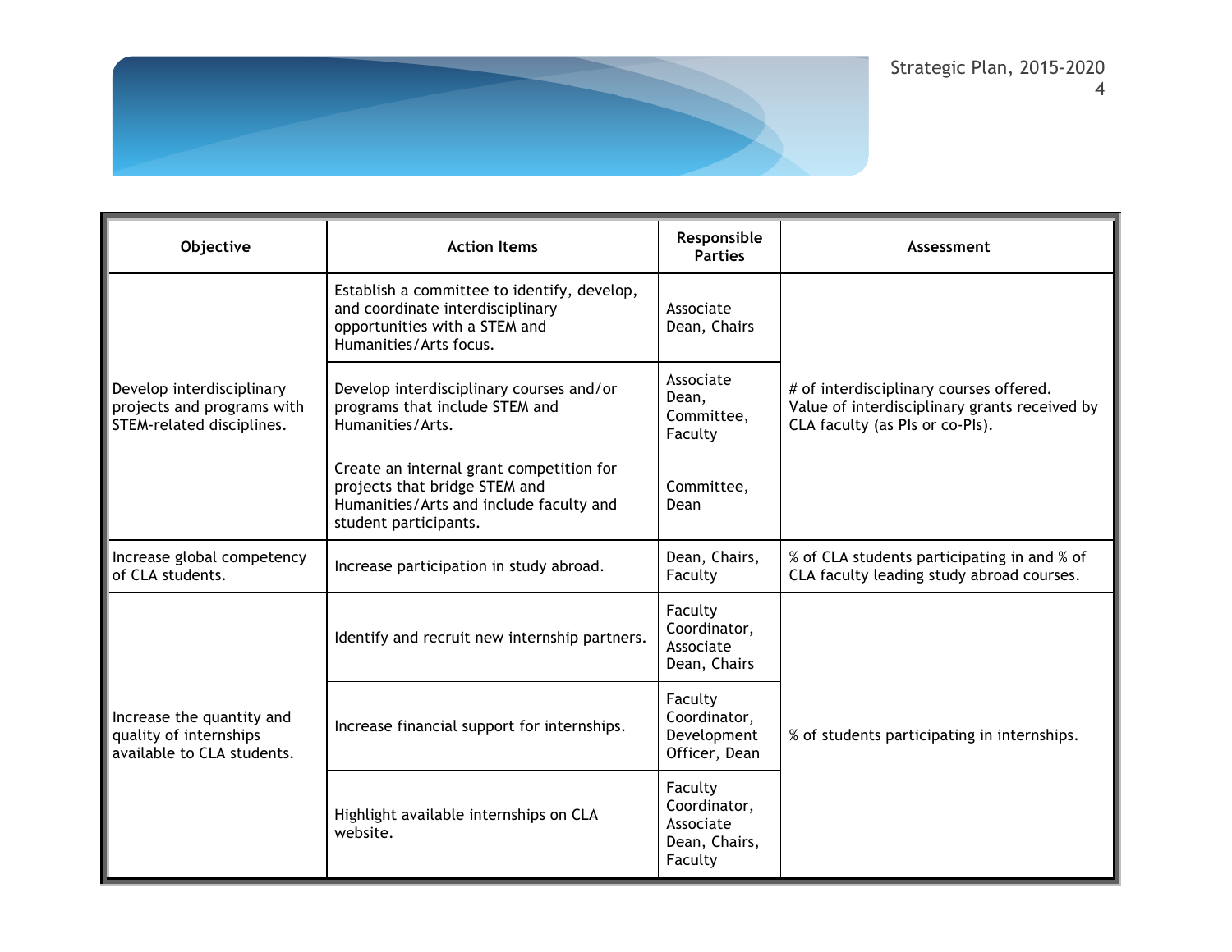| Objective | Action Items | Responsible Parties | Assessment |
|---|---|---|---|
| Develop interdisciplinary projects and programs with STEM-related disciplines. | Establish a committee to identify, develop, and coordinate interdisciplinary opportunities with a STEM and Humanities/Arts focus. | Associate Dean, Chairs | # of interdisciplinary courses offered. Value of interdisciplinary grants received by CLA faculty (as PIs or co-PIs). |
| | Develop interdisciplinary courses and/or programs that include STEM and Humanities/Arts. | Associate Dean, Committee, Faculty | |
| | Create an internal grant competition for projects that bridge STEM and Humanities/Arts and include faculty and student participants. | Committee, Dean | |
| Increase global competency of CLA students. | Increase participation in study abroad. | Dean, Chairs, Faculty | % of CLA students participating in and % of CLA faculty leading study abroad courses. |
| Increase the quantity and quality of internships available to CLA students. | Identify and recruit new internship partners. | Faculty Coordinator, Associate Dean, Chairs | % of students participating in internships. |
| | Increase financial support for internships. | Faculty Coordinator, Development Officer, Dean | |
| | Highlight available internships on CLA website. | Faculty Coordinator, Associate Dean, Chairs, Faculty | |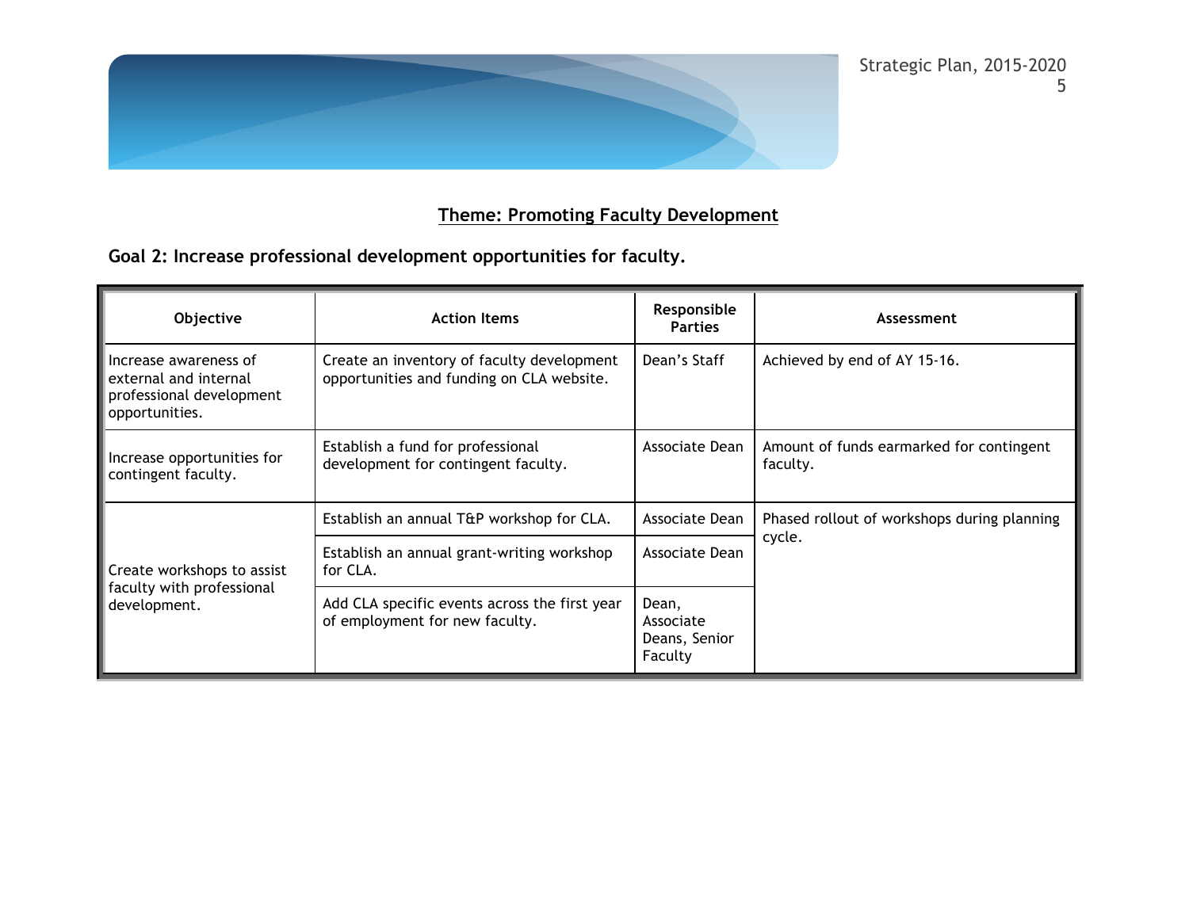## Theme: Promoting Faculty Development

### Goal 2: Increase professional development opportunities for faculty.

| Objective | Action Items | Responsible Parties | Assessment |
|---|---|---|---|
| Increase awareness of external and internal professional development opportunities. | Create an inventory of faculty development opportunities and funding on CLA website. | Dean's Staff | Achieved by end of AY 15-16. |
| Increase opportunities for contingent faculty. | Establish a fund for professional development for contingent faculty. | Associate Dean | Amount of funds earmarked for contingent faculty. |
| Create workshops to assist faculty with professional development. | Establish an annual T&P workshop for CLA. | Associate Dean | Phased rollout of workshops during planning cycle. |
| | Establish an annual grant-writing workshop for CLA. | Associate Dean | |
| | Add CLA specific events across the first year of employment for new faculty. | Dean, Associate Deans, Senior Faculty | |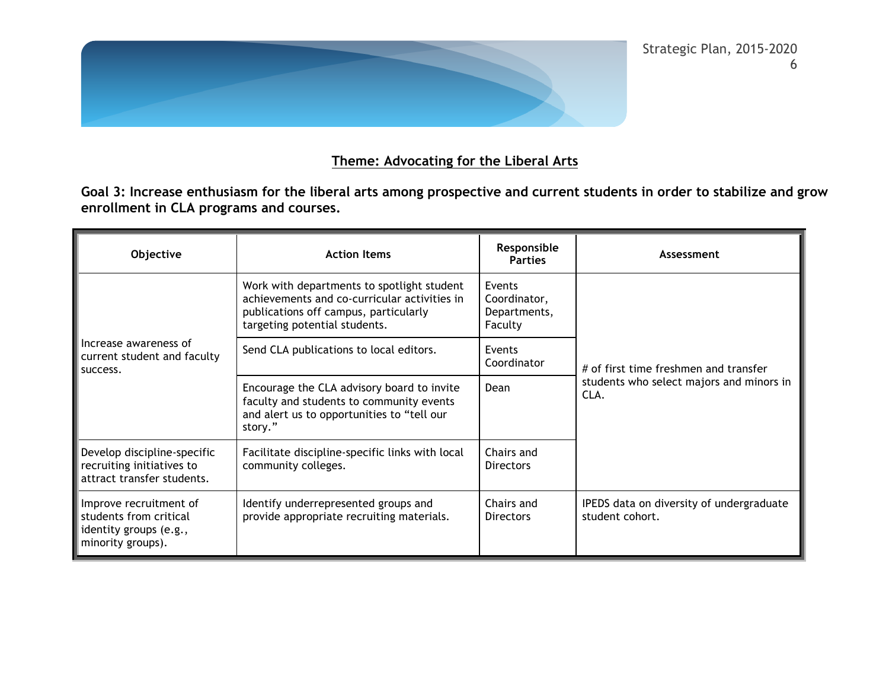## Theme: Advocating for the Liberal Arts

**Goal 3: Increase enthusiasm for the liberal arts among prospective and current students in order to stabilize and grow enrollment in CLA programs and courses.**

| Objective | Action Items | Responsible Parties | Assessment |
|---|---|---|---|
| Increase awareness of current student and faculty success. | Work with departments to spotlight student achievements and co-curricular activities in publications off campus, particularly targeting potential students. | Events Coordinator, Departments, Faculty | # of first time freshmen and transfer students who select majors and minors in CLA. |
| | Send CLA publications to local editors. | Events Coordinator | |
| | Encourage the CLA advisory board to invite faculty and students to community events and alert us to opportunities to "tell our story." | Dean | |
| Develop discipline-specific recruiting initiatives to attract transfer students. | Facilitate discipline-specific links with local community colleges. | Chairs and Directors | |
| Improve recruitment of students from critical identity groups (e.g., minority groups). | Identify underrepresented groups and provide appropriate recruiting materials. | Chairs and Directors | IPEDS data on diversity of undergraduate student cohort. |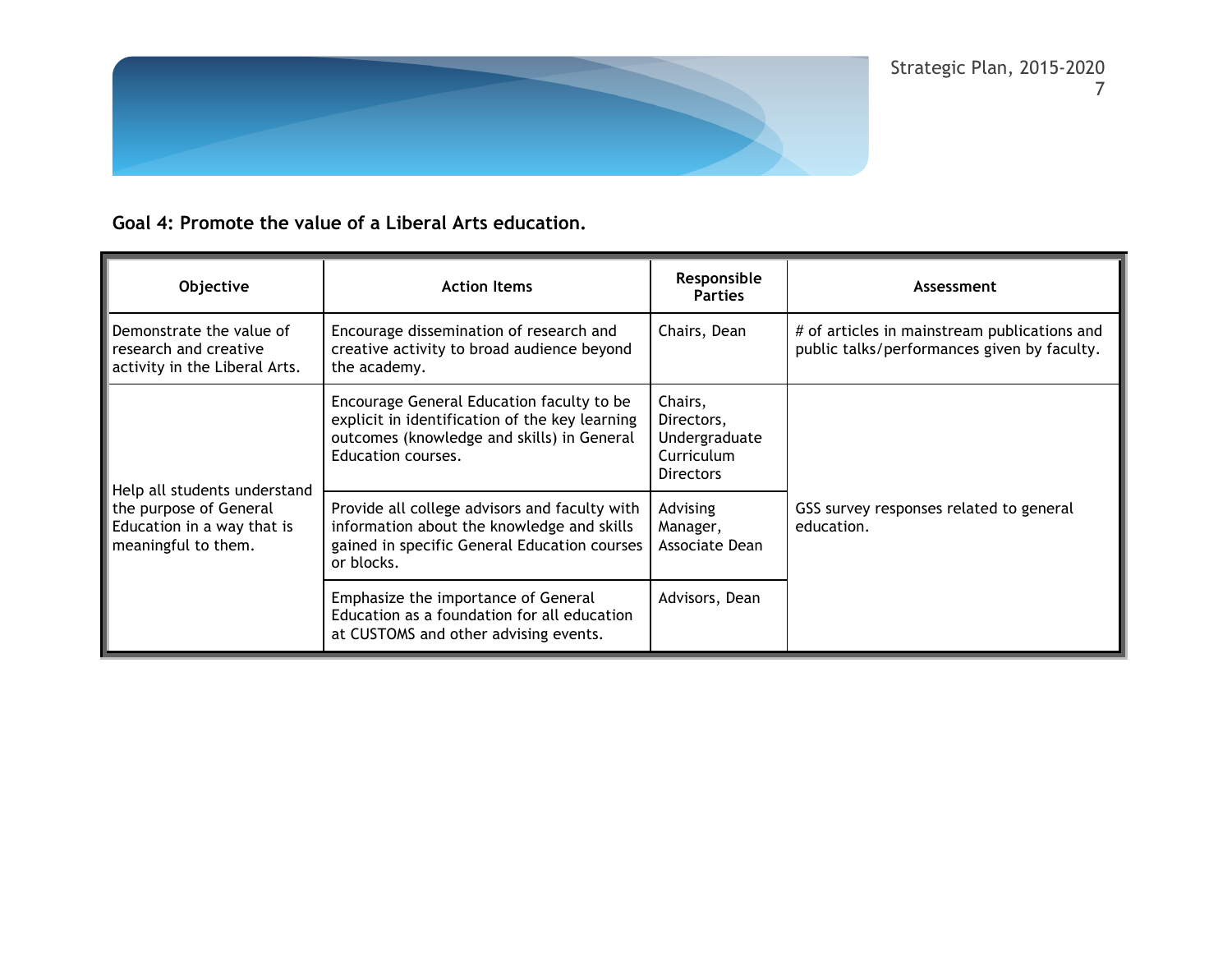**Goal 4: Promote the value of a Liberal Arts education.**

| Objective | Action Items | Responsible Parties | Assessment |
|---|---|---|---|
| Demonstrate the value of research and creative activity in the Liberal Arts. | Encourage dissemination of research and creative activity to broad audience beyond the academy. | Chairs, Dean | # of articles in mainstream publications and public talks/performances given by faculty. |
| Help all students understand the purpose of General Education in a way that is meaningful to them. | Encourage General Education faculty to be explicit in identification of the key learning outcomes (knowledge and skills) in General Education courses. | Chairs, Directors, Undergraduate Curriculum Directors | GSS survey responses related to general education. |
| | Provide all college advisors and faculty with information about the knowledge and skills gained in specific General Education courses or blocks. | Advising Manager, Associate Dean | |
| | Emphasize the importance of General Education as a foundation for all education at CUSTOMS and other advising events. | Advisors, Dean | |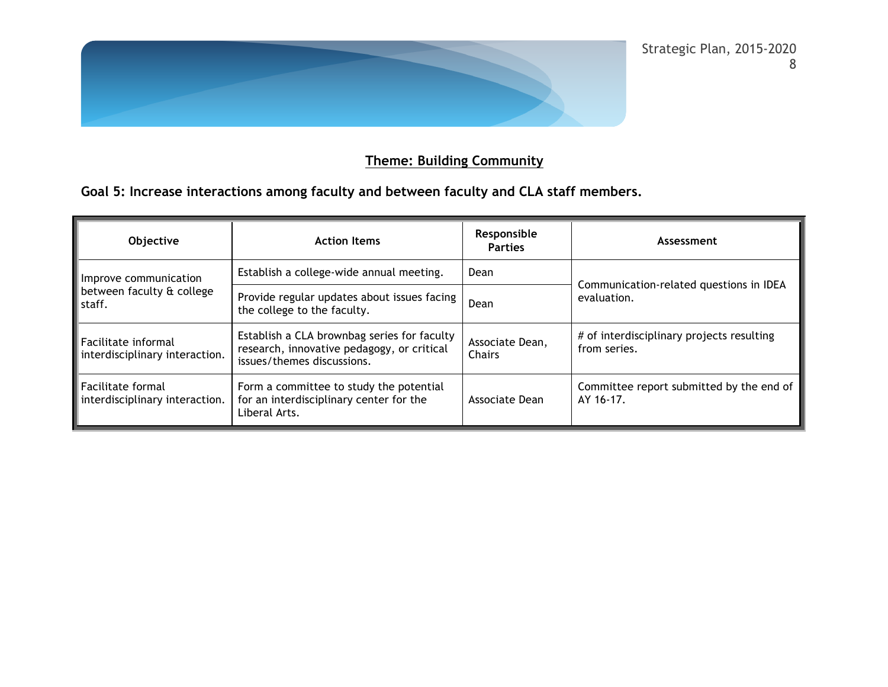## Theme: Building Community

**Goal 5: Increase interactions among faculty and between faculty and CLA staff members.**

| Objective | Action Items | Responsible Parties | Assessment |
|---|---|---|---|
| Improve communication between faculty & college staff. | Establish a college-wide annual meeting. | Dean | Communication-related questions in IDEA evaluation. |
| | Provide regular updates about issues facing the college to the faculty. | Dean | |
| Facilitate informal interdisciplinary interaction. | Establish a CLA brownbag series for faculty research, innovative pedagogy, or critical issues/themes discussions. | Associate Dean, Chairs | # of interdisciplinary projects resulting from series. |
| Facilitate formal interdisciplinary interaction. | Form a committee to study the potential for an interdisciplinary center for the Liberal Arts. | Associate Dean | Committee report submitted by the end of AY 16-17. |